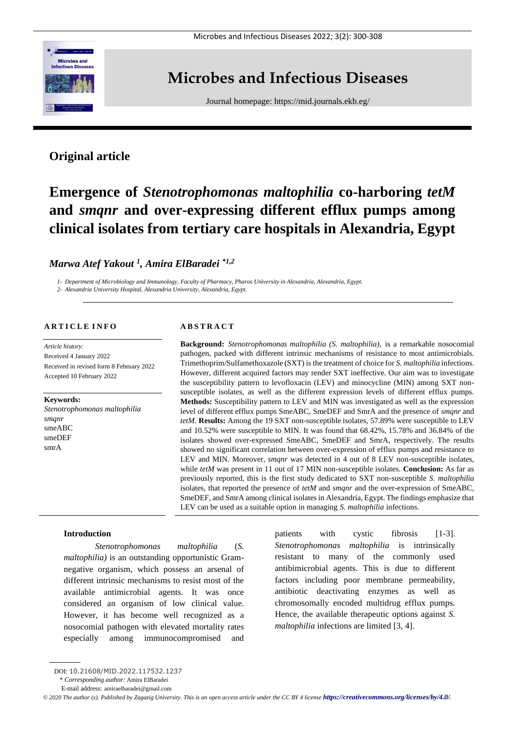# Microbes and Infectious Diseases

Journal homepage: https://mid.journals.ekb.eg/

## Original article

# Emergence of *Stenotrophomonas maltophilia* co-harboring *tetM* and *smqnr* and over-expressing different efflux pumps among clinical isolates from tertiary care hospitals in Alexandria, Egypt

***Marwa Atef Yakout [1], Amira ElBaradei *[1,2]***

*1- Department of Microbiology and Immunology, Faculty of Pharmacy, Pharos University in Alexandria, Alexandria, Egypt.*

*2- Alexandria University Hospital, Alexandria University, Alexandria, Egypt.*

**ARTICLE INFO**

*Article history:*
Received 4 January 2022
Received in revised form 8 February 2022
Accepted 10 February 2022

**Keywords:**
*Stenotrophomonas maltophilia*
*smqnr*
smeABC
smeDEF
smrA

**ABSTRACT**

**Background:** *Stenotrophomonas maltophilia (S. maltophilia)*, is a remarkable nosocomial pathogen, packed with different intrinsic mechanisms of resistance to most antimicrobials. Trimethoprim/Sulfamethoxazole (SXT) is the treatment of choice for *S. maltophilia* infections. However, different acquired factors may render SXT ineffective. Our aim was to investigate the susceptibility pattern to levofloxacin (LEV) and minocycline (MIN) among SXT non-susceptible isolates, as well as the different expression levels of different efflux pumps. **Methods:** Susceptibility pattern to LEV and MIN was investigated as well as the expression level of different efflux pumps SmeABC, SmeDEF and SmrA and the presence of *smqnr* and *tetM*. **Results:** Among the 19 SXT non-susceptible isolates, 57.89% were susceptible to LEV and 10.52% were susceptible to MIN. It was found that 68.42%, 15.78% and 36.84% of the isolates showed over-expressed SmeABC, SmeDEF and SmrA, respectively. The results showed no significant correlation between over-expression of efflux pumps and resistance to LEV and MIN. Moreover, *smqnr* was detected in 4 out of 8 LEV non-susceptible isolates, while *tetM* was present in 11 out of 17 MIN non-susceptible isolates. **Conclusion:** As far as previously reported, this is the first study dedicated to SXT non-susceptible *S. maltophilia* isolates, that reported the presence of *tetM* and *smqnr* and the over-expression of SmeABC, SmeDEF, and SmrA among clinical isolates in Alexandria, Egypt. The findings emphasize that LEV can be used as a suitable option in managing *S. maltophilia* infections.

## Introduction

*Stenotrophomonas maltophilia* (*S. maltophilia)* is an outstanding opportunistic Gram-negative organism, which possess an arsenal of different intrinsic mechanisms to resist most of the available antimicrobial agents. It was once considered an organism of low clinical value. However, it has become well recognized as a nosocomial pathogen with elevated mortality rates especially among immunocompromised and patients with cystic fibrosis [1-3]. *Stenotrophomonas maltophilia* is intrinsically resistant to many of the commonly used antibimicrobial agents. This is due to different factors including poor membrane permeability, antibiotic deactivating enzymes as well as chromosomally encoded multidrug efflux pumps. Hence, the available therapeutic options against *S. maltophilia* infections are limited [3, 4].

DOI: 10.21608/MID.2022.117532.1237

\* *Corresponding author:* Amira ElBaradei

E-mail address: amiraelbaradei@gmail.com

*© 2020 The author (s). Published by Zagazig University. This is an open access article under the CC BY 4 license* ***https://creativecommons.org/licenses/by/4.0/***.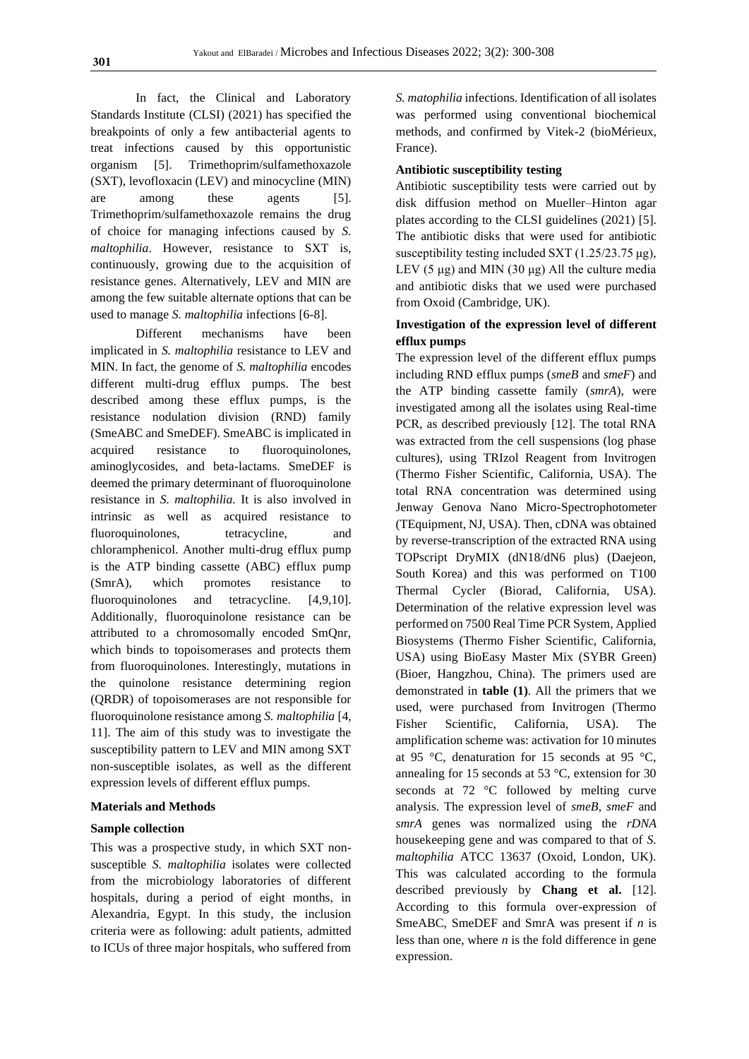In fact, the Clinical and Laboratory Standards Institute (CLSI) (2021) has specified the breakpoints of only a few antibacterial agents to treat infections caused by this opportunistic organism [5]. Trimethoprim/sulfamethoxazole (SXT), levofloxacin (LEV) and minocycline (MIN) are among these agents [5]. Trimethoprim/sulfamethoxazole remains the drug of choice for managing infections caused by *S. maltophilia*. However, resistance to SXT is, continuously, growing due to the acquisition of resistance genes. Alternatively, LEV and MIN are among the few suitable alternate options that can be used to manage *S. maltophilia* infections [6-8].

Different mechanisms have been implicated in *S. maltophilia* resistance to LEV and MIN. In fact, the genome of *S. maltophilia* encodes different multi-drug efflux pumps. The best described among these efflux pumps, is the resistance nodulation division (RND) family (SmeABC and SmeDEF). SmeABC is implicated in acquired resistance to fluoroquinolones, aminoglycosides, and beta-lactams. SmeDEF is deemed the primary determinant of fluoroquinolone resistance in *S. maltophilia.* It is also involved in intrinsic as well as acquired resistance to fluoroquinolones, tetracycline, and chloramphenicol. Another multi-drug efflux pump is the ATP binding cassette (ABC) efflux pump (SmrA), which promotes resistance to fluoroquinolones and tetracycline. [4,9,10]. Additionally, fluoroquinolone resistance can be attributed to a chromosomally encoded SmQnr, which binds to topoisomerases and protects them from fluoroquinolones. Interestingly, mutations in the quinolone resistance determining region (QRDR) of topoisomerases are not responsible for fluoroquinolone resistance among *S. maltophilia* [4, 11]. The aim of this study was to investigate the susceptibility pattern to LEV and MIN among SXT non-susceptible isolates, as well as the different expression levels of different efflux pumps.

## Materials and Methods

### Sample collection

This was a prospective study, in which SXT non-susceptible *S. maltophilia* isolates were collected from the microbiology laboratories of different hospitals, during a period of eight months, in Alexandria, Egypt. In this study, the inclusion criteria were as following: adult patients, admitted to ICUs of three major hospitals, who suffered from *S. matophilia* infections. Identification of all isolates was performed using conventional biochemical methods, and confirmed by Vitek-2 (bioMérieux, France).

### Antibiotic susceptibility testing

Antibiotic susceptibility tests were carried out by disk diffusion method on Mueller–Hinton agar plates according to the CLSI guidelines (2021) [5]. The antibiotic disks that were used for antibiotic susceptibility testing included SXT (1.25/23.75 μg), LEV (5 μg) and MIN (30 μg) All the culture media and antibiotic disks that we used were purchased from Oxoid (Cambridge, UK).

### Investigation of the expression level of different efflux pumps

The expression level of the different efflux pumps including RND efflux pumps (*smeB* and *smeF*) and the ATP binding cassette family (*smrA*), were investigated among all the isolates using Real-time PCR, as described previously [12]. The total RNA was extracted from the cell suspensions (log phase cultures), using TRIzol Reagent from Invitrogen (Thermo Fisher Scientific, California, USA). The total RNA concentration was determined using Jenway Genova Nano Micro-Spectrophotometer (TEquipment, NJ, USA). Then, cDNA was obtained by reverse-transcription of the extracted RNA using TOPscript DryMIX (dN18/dN6 plus) (Daejeon, South Korea) and this was performed on T100 Thermal Cycler (Biorad, California, USA). Determination of the relative expression level was performed on 7500 Real Time PCR System, Applied Biosystems (Thermo Fisher Scientific, California, USA) using BioEasy Master Mix (SYBR Green) (Bioer, Hangzhou, China). The primers used are demonstrated in **table (1)**. All the primers that we used, were purchased from Invitrogen (Thermo Fisher Scientific, California, USA). The amplification scheme was: activation for 10 minutes at 95 °C, denaturation for 15 seconds at 95 °C, annealing for 15 seconds at 53 °C, extension for 30 seconds at 72 °C followed by melting curve analysis. The expression level of *smeB*, *smeF* and *smrA* genes was normalized using the *rDNA* housekeeping gene and was compared to that of *S. maltophilia* ATCC 13637 (Oxoid, London, UK). This was calculated according to the formula described previously by **Chang et al.** [12]. According to this formula over-expression of SmeABC, SmeDEF and SmrA was present if *n* is less than one, where *n* is the fold difference in gene expression.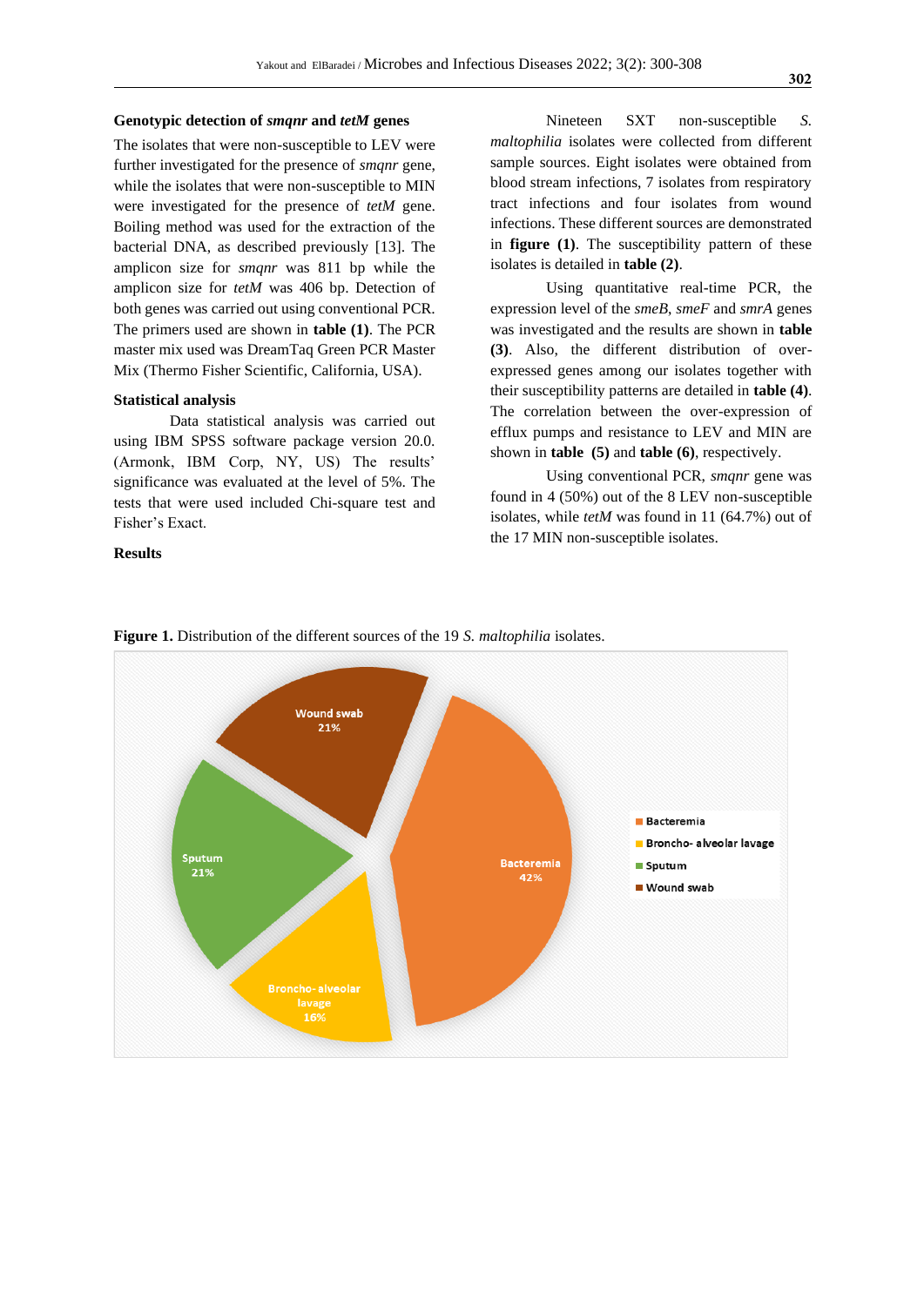### Genotypic detection of *smqnr* and *tetM* genes

The isolates that were non-susceptible to LEV were further investigated for the presence of *smqnr* gene, while the isolates that were non-susceptible to MIN were investigated for the presence of *tetM* gene. Boiling method was used for the extraction of the bacterial DNA, as described previously [13]. The amplicon size for *smqnr* was 811 bp while the amplicon size for *tetM* was 406 bp. Detection of both genes was carried out using conventional PCR. The primers used are shown in **table (1)**. The PCR master mix used was DreamTaq Green PCR Master Mix (Thermo Fisher Scientific, California, USA).

### Statistical analysis

Data statistical analysis was carried out using IBM SPSS software package version 20.0. (Armonk, IBM Corp, NY, US) The results' significance was evaluated at the level of 5%. The tests that were used included Chi-square test and Fisher's Exact.

## Results

Nineteen SXT non-susceptible *S. maltophilia* isolates were collected from different sample sources. Eight isolates were obtained from blood stream infections, 7 isolates from respiratory tract infections and four isolates from wound infections. These different sources are demonstrated in **figure (1)**. The susceptibility pattern of these isolates is detailed in **table (2)**.

Using quantitative real-time PCR, the expression level of the *smeB*, *smeF* and *smrA* genes was investigated and the results are shown in **table (3)**. Also, the different distribution of over-expressed genes among our isolates together with their susceptibility patterns are detailed in **table (4)**. The correlation between the over-expression of efflux pumps and resistance to LEV and MIN are shown in **table (5)** and **table (6)**, respectively.

Using conventional PCR, *smqnr* gene was found in 4 (50%) out of the 8 LEV non-susceptible isolates, while *tetM* was found in 11 (64.7%) out of the 17 MIN non-susceptible isolates.

**Figure 1.** Distribution of the different sources of the 19 *S. maltophilia* isolates.

Wound swab 21%
Sputum 21%
Broncho-alveolar lavage 16%
Bacteremia 42%

Bacteremia
Broncho- alveolar lavage
Sputum
Wound swab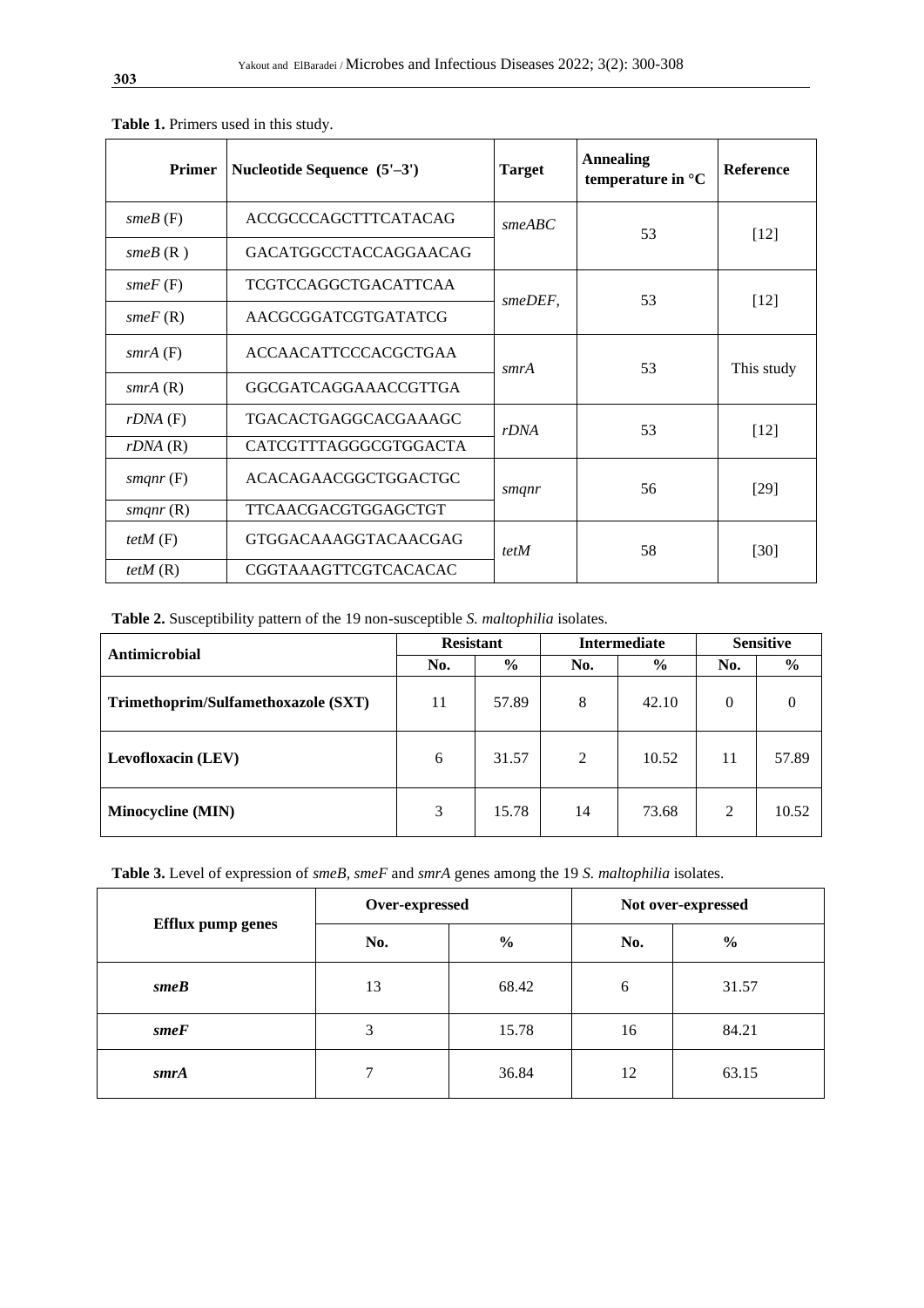**Table 1.** Primers used in this study.

| Primer | Nucleotide Sequence (5'–3') | Target | Annealing temperature in °C | Reference |
|---|---|---|---|---|
| *smeB* (F) | ACCGCCCAGCTTTCATACAG | *smeABC* | 53 | [12] |
| *smeB* (R ) | GACATGGCCTACCAGGAACAG | | | |
| *smeF* (F) | TCGTCCAGGCTGACATTCAA | *smeDEF,* | 53 | [12] |
| *smeF* (R) | AACGCGGATCGTGATATCG | | | |
| *smrA* (F) | ACCAACATTCCCACGCTGAA | *smrA* | 53 | This study |
| *smrA* (R) | GGCGATCAGGAAACCGTTGA | | | |
| *rDNA* (F) | TGACACTGAGGCACGAAAGC | *rDNA* | 53 | [12] |
| *rDNA* (R) | CATCGTTTAGGGCGTGGACTA | | | |
| *smqnr* (F) | ACACAGAACGGCTGGACTGC | *smqnr* | 56 | [29] |
| *smqnr* (R) | TTCAACGACGTGGAGCTGT | | | |
| *tetM* (F) | GTGGACAAAGGTACAACGAG | *tetM* | 58 | [30] |
| *tetM* (R) | CGGTAAAGTTCGTCACACAC | | | |

**Table 2.** Susceptibility pattern of the 19 non-susceptible *S. maltophilia* isolates.

| Antimicrobial | Resistant | | Intermediate | | Sensitive | |
|---|---|---|---|---|---|---|
| | No. | % | No. | % | No. | % |
| **Trimethoprim/Sulfamethoxazole (SXT)** | 11 | 57.89 | 8 | 42.10 | 0 | 0 |
| **Levofloxacin (LEV)** | 6 | 31.57 | 2 | 10.52 | 11 | 57.89 |
| **Minocycline (MIN)** | 3 | 15.78 | 14 | 73.68 | 2 | 10.52 |

**Table 3.** Level of expression of *smeB*, *smeF* and *smrA* genes among the 19 *S. maltophilia* isolates.

| Efflux pump genes | Over-expressed | | Not over-expressed | |
|---|---|---|---|---|
| | No. | % | No. | % |
| ***smeB*** | 13 | 68.42 | 6 | 31.57 |
| ***smeF*** | 3 | 15.78 | 16 | 84.21 |
| ***smrA*** | 7 | 36.84 | 12 | 63.15 |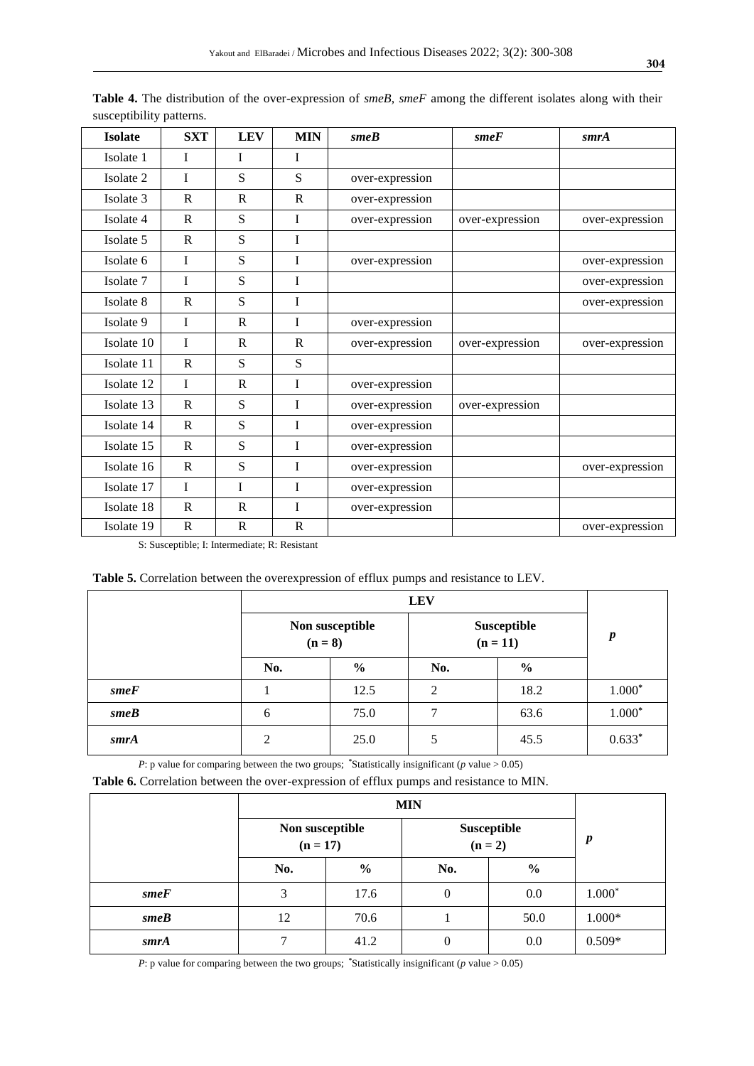**Table 4.** The distribution of the over-expression of *smeB*, *smeF* among the different isolates along with their susceptibility patterns.

| Isolate | SXT | LEV | MIN | *smeB* | *smeF* | *smrA* |
|---|---|---|---|---|---|---|
| Isolate 1 | I | I | I | | | |
| Isolate 2 | I | S | S | over-expression | | |
| Isolate 3 | R | R | R | over-expression | | |
| Isolate 4 | R | S | I | over-expression | over-expression | over-expression |
| Isolate 5 | R | S | I | | | |
| Isolate 6 | I | S | I | over-expression | | over-expression |
| Isolate 7 | I | S | I | | | over-expression |
| Isolate 8 | R | S | I | | | over-expression |
| Isolate 9 | I | R | I | over-expression | | |
| Isolate 10 | I | R | R | over-expression | over-expression | over-expression |
| Isolate 11 | R | S | S | | | |
| Isolate 12 | I | R | I | over-expression | | |
| Isolate 13 | R | S | I | over-expression | over-expression | |
| Isolate 14 | R | S | I | over-expression | | |
| Isolate 15 | R | S | I | over-expression | | |
| Isolate 16 | R | S | I | over-expression | | over-expression |
| Isolate 17 | I | I | I | over-expression | | |
| Isolate 18 | R | R | I | over-expression | | |
| Isolate 19 | R | R | R | | | over-expression |

S: Susceptible; I: Intermediate; R: Resistant

**Table 5.** Correlation between the overexpression of efflux pumps and resistance to LEV.

| | LEV | | | | *p* |
|---|---|---|---|---|---|
| | Non susceptible (n = 8) | | Susceptible (n = 11) | | |
| | No. | % | No. | % | |
| *smeF* | 1 | 12.5 | 2 | 18.2 | 1.000* |
| *smeB* | 6 | 75.0 | 7 | 63.6 | 1.000* |
| *smrA* | 2 | 25.0 | 5 | 45.5 | 0.633* |

*P*: p value for comparing between the two groups; *Statistically insignificant ($p$ value > 0.05)

**Table 6.** Correlation between the over-expression of efflux pumps and resistance to MIN.

| | MIN | | | | *p* |
|---|---|---|---|---|---|
| | Non susceptible (n = 17) | | Susceptible (n = 2) | | |
| | No. | % | No. | % | |
| *smeF* | 3 | 17.6 | 0 | 0.0 | 1.000* |
| *smeB* | 12 | 70.6 | 1 | 50.0 | 1.000* |
| *smrA* | 7 | 41.2 | 0 | 0.0 | 0.509* |

*P*: p value for comparing between the two groups; *Statistically insignificant ($p$ value > 0.05)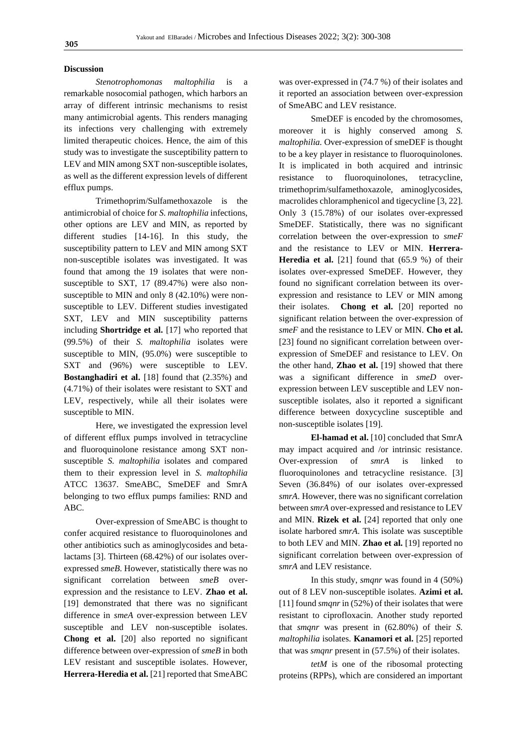**Discussion**

*Stenotrophomonas maltophilia* is a remarkable nosocomial pathogen, which harbors an array of different intrinsic mechanisms to resist many antimicrobial agents. This renders managing its infections very challenging with extremely limited therapeutic choices. Hence, the aim of this study was to investigate the susceptibility pattern to LEV and MIN among SXT non-susceptible isolates, as well as the different expression levels of different efflux pumps.

Trimethoprim/Sulfamethoxazole is the antimicrobial of choice for *S. maltophilia* infections, other options are LEV and MIN, as reported by different studies [14-16]. In this study, the susceptibility pattern to LEV and MIN among SXT non-susceptible isolates was investigated. It was found that among the 19 isolates that were non-susceptible to SXT, 17 (89.47%) were also non-susceptible to MIN and only 8 (42.10%) were non-susceptible to LEV. Different studies investigated SXT, LEV and MIN susceptibility patterns including **Shortridge et al.** [17] who reported that (99.5%) of their *S. maltophilia* isolates were susceptible to MIN, (95.0%) were susceptible to SXT and (96%) were susceptible to LEV. **Bostanghadiri et al.** [18] found that (2.35%) and (4.71%) of their isolates were resistant to SXT and LEV, respectively, while all their isolates were susceptible to MIN.

Here, we investigated the expression level of different efflux pumps involved in tetracycline and fluoroquinolone resistance among SXT non-susceptible *S. maltophilia* isolates and compared them to their expression level in *S. maltophilia* ATCC 13637. SmeABC, SmeDEF and SmrA belonging to two efflux pumps families: RND and ABC.

Over-expression of SmeABC is thought to confer acquired resistance to fluoroquinolones and other antibiotics such as aminoglycosides and beta-lactams [3]. Thirteen (68.42%) of our isolates over-expressed *smeB.* However, statistically there was no significant correlation between *smeB* over-expression and the resistance to LEV. **Zhao et al.** [19] demonstrated that there was no significant difference in *smeA* over-expression between LEV susceptible and LEV non-susceptible isolates. **Chong et al.** [20] also reported no significant difference between over-expression of *smeB* in both LEV resistant and susceptible isolates. However, **Herrera-Heredia et al.** [21] reported that SmeABC was over-expressed in (74.7 %) of their isolates and it reported an association between over-expression of SmeABC and LEV resistance.

SmeDEF is encoded by the chromosomes, moreover it is highly conserved among *S. maltophilia.* Over-expression of smeDEF is thought to be a key player in resistance to fluoroquinolones. It is implicated in both acquired and intrinsic resistance to fluoroquinolones, tetracycline, trimethoprim/sulfamethoxazole, aminoglycosides, macrolides chloramphenicol and tigecycline [3, 22]. Only 3 (15.78%) of our isolates over-expressed SmeDEF. Statistically, there was no significant correlation between the over-expression to *smeF* and the resistance to LEV or MIN. **Herrera-Heredia et al.** [21] found that (65.9 %) of their isolates over-expressed SmeDEF. However, they found no significant correlation between its over-expression and resistance to LEV or MIN among their isolates. **Chong et al.** [20] reported no significant relation between the over-expression of *smeF* and the resistance to LEV or MIN. **Cho et al.** [23] found no significant correlation between over-expression of SmeDEF and resistance to LEV. On the other hand, **Zhao et al.** [19] showed that there was a significant difference in *smeD* over-expression between LEV susceptible and LEV non-susceptible isolates, also it reported a significant difference between doxycycline susceptible and non-susceptible isolates [19].

**El-hamad et al.** [10] concluded that SmrA may impact acquired and /or intrinsic resistance. Over-expression of *smrA* is linked to fluoroquinolones and tetracycline resistance. [3] Seven (36.84%) of our isolates over-expressed *smrA*. However, there was no significant correlation between *smrA* over-expressed and resistance to LEV and MIN. **Rizek et al.** [24] reported that only one isolate harbored *smrA.* This isolate was susceptible to both LEV and MIN. **Zhao et al.** [19] reported no significant correlation between over-expression of *smrA* and LEV resistance.

In this study, *smqnr* was found in 4 (50%) out of 8 LEV non-susceptible isolates. **Azimi et al.** [11] found *smqnr* in (52%) of their isolates that were resistant to ciprofloxacin. Another study reported that *smqnr* was present in (62.80%) of their *S. maltophilia* isolates. **Kanamori et al.** [25] reported that was *smqnr* present in (57.5%) of their isolates.

*tetM* is one of the ribosomal protecting proteins (RPPs), which are considered an important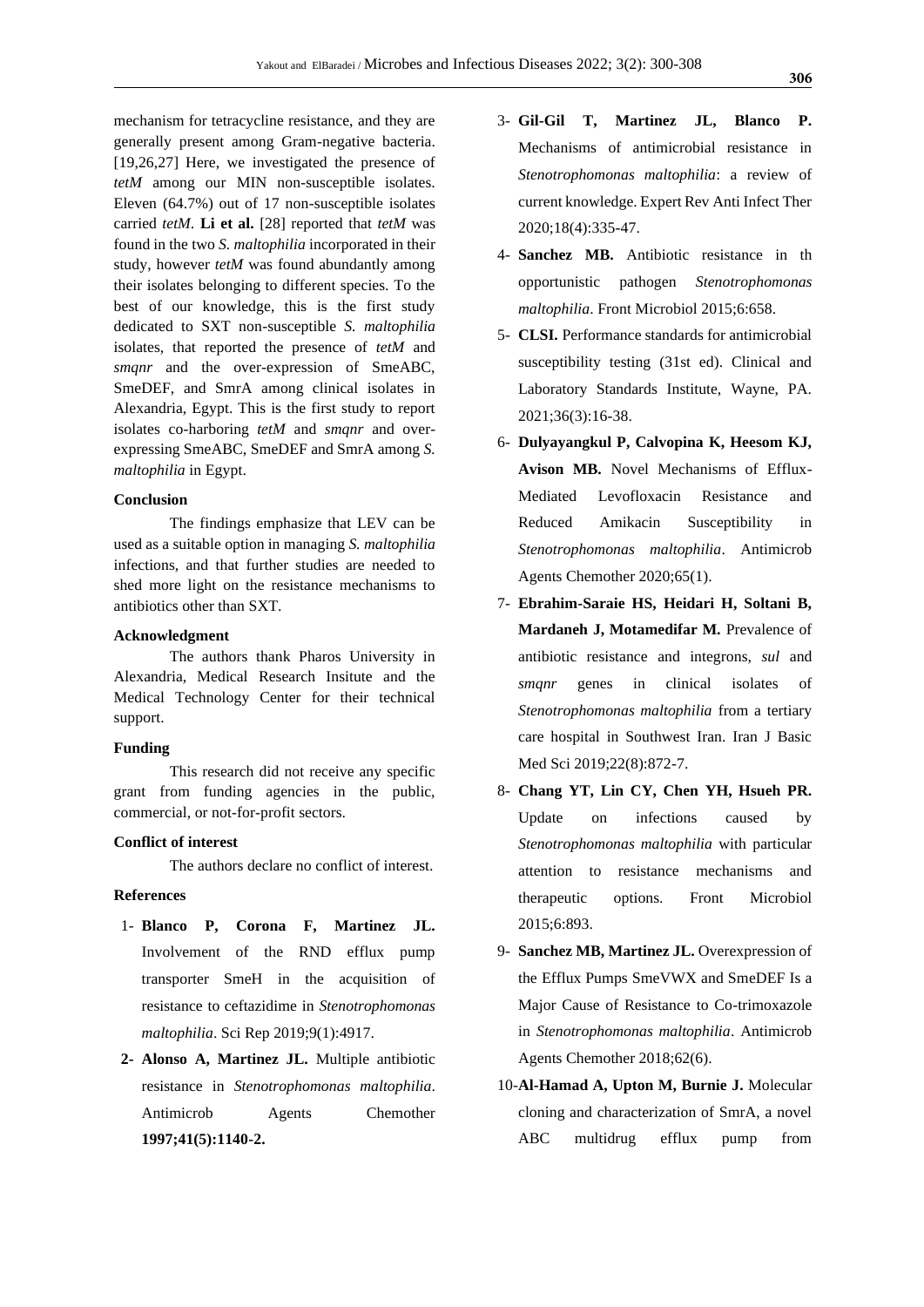mechanism for tetracycline resistance, and they are generally present among Gram-negative bacteria. [19,26,27] Here, we investigated the presence of *tetM* among our MIN non-susceptible isolates. Eleven (64.7%) out of 17 non-susceptible isolates carried *tetM*. **Li et al.** [28] reported that *tetM* was found in the two *S. maltophilia* incorporated in their study, however *tetM* was found abundantly among their isolates belonging to different species. To the best of our knowledge, this is the first study dedicated to SXT non-susceptible *S. maltophilia* isolates, that reported the presence of *tetM* and *smqnr* and the over-expression of SmeABC, SmeDEF, and SmrA among clinical isolates in Alexandria, Egypt. This is the first study to report isolates co-harboring *tetM* and *smqnr* and over-expressing SmeABC, SmeDEF and SmrA among *S. maltophilia* in Egypt.

**Conclusion**

The findings emphasize that LEV can be used as a suitable option in managing *S. maltophilia* infections, and that further studies are needed to shed more light on the resistance mechanisms to antibiotics other than SXT.

**Acknowledgment**

The authors thank Pharos University in Alexandria, Medical Research Insitute and the Medical Technology Center for their technical support.

**Funding**

This research did not receive any specific grant from funding agencies in the public, commercial, or not-for-profit sectors.

**Conflict of interest**

The authors declare no conflict of interest.

**References**

1- **Blanco P, Corona F, Martinez JL.** Involvement of the RND efflux pump transporter SmeH in the acquisition of resistance to ceftazidime in *Stenotrophomonas maltophilia*. Sci Rep 2019;9(1):4917.

2- **Alonso A, Martinez JL.** Multiple antibiotic resistance in *Stenotrophomonas maltophilia*. Antimicrob Agents Chemother **1997;41(5):1140-2.**

3- **Gil-Gil T, Martinez JL, Blanco P.** Mechanisms of antimicrobial resistance in *Stenotrophomonas maltophilia*: a review of current knowledge. Expert Rev Anti Infect Ther 2020;18(4):335-47.

4- **Sanchez MB.** Antibiotic resistance in th opportunistic pathogen *Stenotrophomonas maltophilia*. Front Microbiol 2015;6:658.

5- **CLSI.** Performance standards for antimicrobial susceptibility testing (31st ed). Clinical and Laboratory Standards Institute, Wayne, PA. 2021;36(3):16-38.

6- **Dulyayangkul P, Calvopina K, Heesom KJ, Avison MB.** Novel Mechanisms of Efflux-Mediated Levofloxacin Resistance and Reduced Amikacin Susceptibility in *Stenotrophomonas maltophilia*. Antimicrob Agents Chemother 2020;65(1).

7- **Ebrahim-Saraie HS, Heidari H, Soltani B, Mardaneh J, Motamedifar M.** Prevalence of antibiotic resistance and integrons, *sul* and *smqnr* genes in clinical isolates of *Stenotrophomonas maltophilia* from a tertiary care hospital in Southwest Iran. Iran J Basic Med Sci 2019;22(8):872-7.

8- **Chang YT, Lin CY, Chen YH, Hsueh PR.** Update on infections caused by *Stenotrophomonas maltophilia* with particular attention to resistance mechanisms and therapeutic options. Front Microbiol 2015;6:893.

9- **Sanchez MB, Martinez JL.** Overexpression of the Efflux Pumps SmeVWX and SmeDEF Is a Major Cause of Resistance to Co-trimoxazole in *Stenotrophomonas maltophilia*. Antimicrob Agents Chemother 2018;62(6).

10- **Al-Hamad A, Upton M, Burnie J.** Molecular cloning and characterization of SmrA, a novel ABC multidrug efflux pump from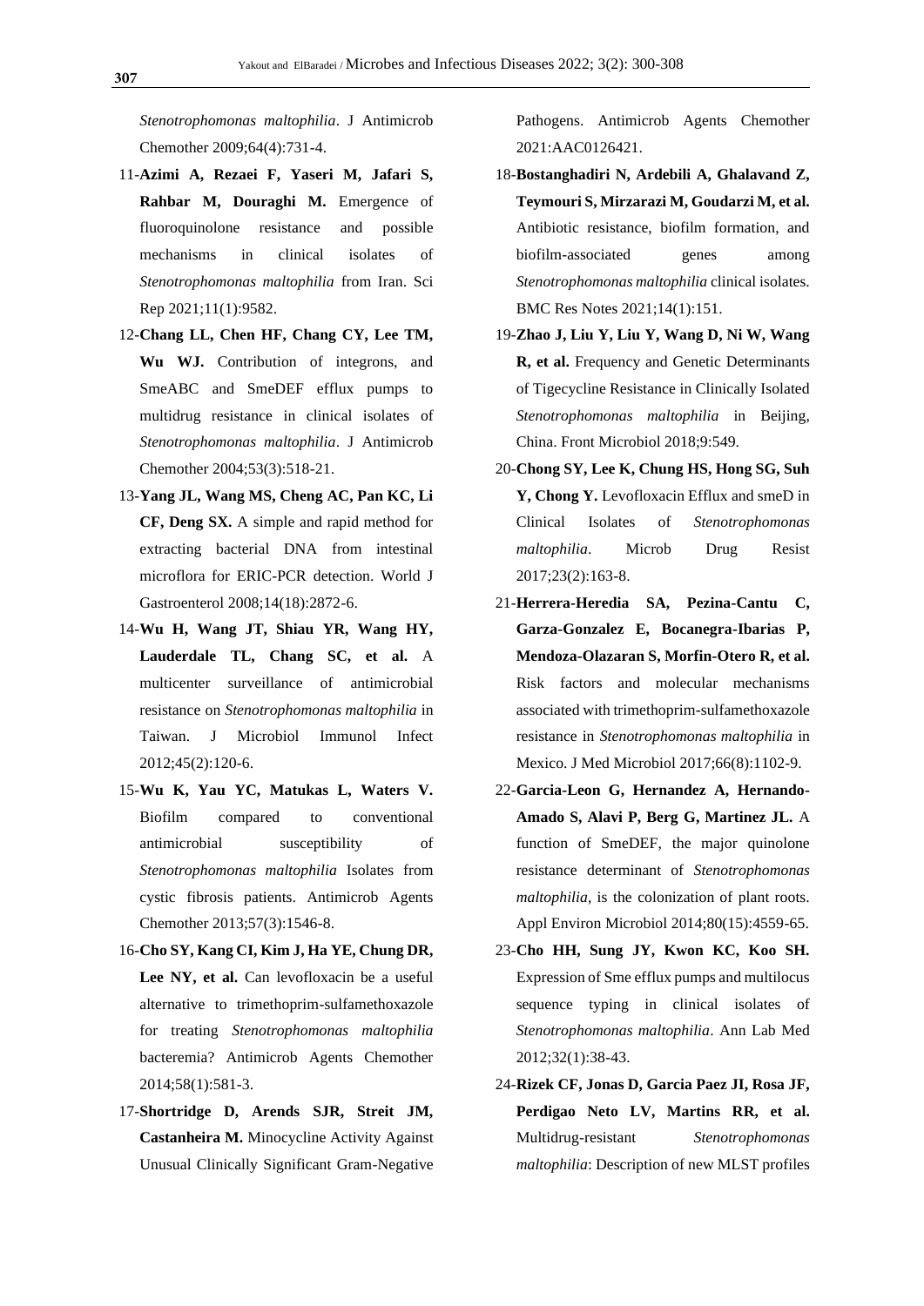*Stenotrophomonas maltophilia*. J Antimicrob Chemother 2009;64(4):731-4.

11-**Azimi A, Rezaei F, Yaseri M, Jafari S, Rahbar M, Douraghi M.** Emergence of fluoroquinolone resistance and possible mechanisms in clinical isolates of *Stenotrophomonas maltophilia* from Iran. Sci Rep 2021;11(1):9582.

12-**Chang LL, Chen HF, Chang CY, Lee TM, Wu WJ.** Contribution of integrons, and SmeABC and SmeDEF efflux pumps to multidrug resistance in clinical isolates of *Stenotrophomonas maltophilia*. J Antimicrob Chemother 2004;53(3):518-21.

13-**Yang JL, Wang MS, Cheng AC, Pan KC, Li CF, Deng SX.** A simple and rapid method for extracting bacterial DNA from intestinal microflora for ERIC-PCR detection. World J Gastroenterol 2008;14(18):2872-6.

14-**Wu H, Wang JT, Shiau YR, Wang HY, Lauderdale TL, Chang SC, et al.** A multicenter surveillance of antimicrobial resistance on *Stenotrophomonas maltophilia* in Taiwan. J Microbiol Immunol Infect 2012;45(2):120-6.

15-**Wu K, Yau YC, Matukas L, Waters V.** Biofilm compared to conventional antimicrobial susceptibility of *Stenotrophomonas maltophilia* Isolates from cystic fibrosis patients. Antimicrob Agents Chemother 2013;57(3):1546-8.

16-**Cho SY, Kang CI, Kim J, Ha YE, Chung DR, Lee NY, et al.** Can levofloxacin be a useful alternative to trimethoprim-sulfamethoxazole for treating *Stenotrophomonas maltophilia* bacteremia? Antimicrob Agents Chemother 2014;58(1):581-3.

17-**Shortridge D, Arends SJR, Streit JM, Castanheira M.** Minocycline Activity Against Unusual Clinically Significant Gram-Negative Pathogens. Antimicrob Agents Chemother 2021:AAC0126421.

18-**Bostanghadiri N, Ardebili A, Ghalavand Z, Teymouri S, Mirzarazi M, Goudarzi M, et al.** Antibiotic resistance, biofilm formation, and biofilm-associated genes among *Stenotrophomonas maltophilia* clinical isolates. BMC Res Notes 2021;14(1):151.

19-**Zhao J, Liu Y, Liu Y, Wang D, Ni W, Wang R, et al.** Frequency and Genetic Determinants of Tigecycline Resistance in Clinically Isolated *Stenotrophomonas maltophilia* in Beijing, China. Front Microbiol 2018;9:549.

20-**Chong SY, Lee K, Chung HS, Hong SG, Suh Y, Chong Y.** Levofloxacin Efflux and smeD in Clinical Isolates of *Stenotrophomonas maltophilia*. Microb Drug Resist 2017;23(2):163-8.

21-**Herrera-Heredia SA, Pezina-Cantu C, Garza-Gonzalez E, Bocanegra-Ibarias P, Mendoza-Olazaran S, Morfin-Otero R, et al.** Risk factors and molecular mechanisms associated with trimethoprim-sulfamethoxazole resistance in *Stenotrophomonas maltophilia* in Mexico. J Med Microbiol 2017;66(8):1102-9.

22-**Garcia-Leon G, Hernandez A, Hernando-Amado S, Alavi P, Berg G, Martinez JL.** A function of SmeDEF, the major quinolone resistance determinant of *Stenotrophomonas maltophilia*, is the colonization of plant roots. Appl Environ Microbiol 2014;80(15):4559-65.

23-**Cho HH, Sung JY, Kwon KC, Koo SH.** Expression of Sme efflux pumps and multilocus sequence typing in clinical isolates of *Stenotrophomonas maltophilia*. Ann Lab Med 2012;32(1):38-43.

24-**Rizek CF, Jonas D, Garcia Paez JI, Rosa JF, Perdigao Neto LV, Martins RR, et al.** Multidrug-resistant *Stenotrophomonas maltophilia*: Description of new MLST profiles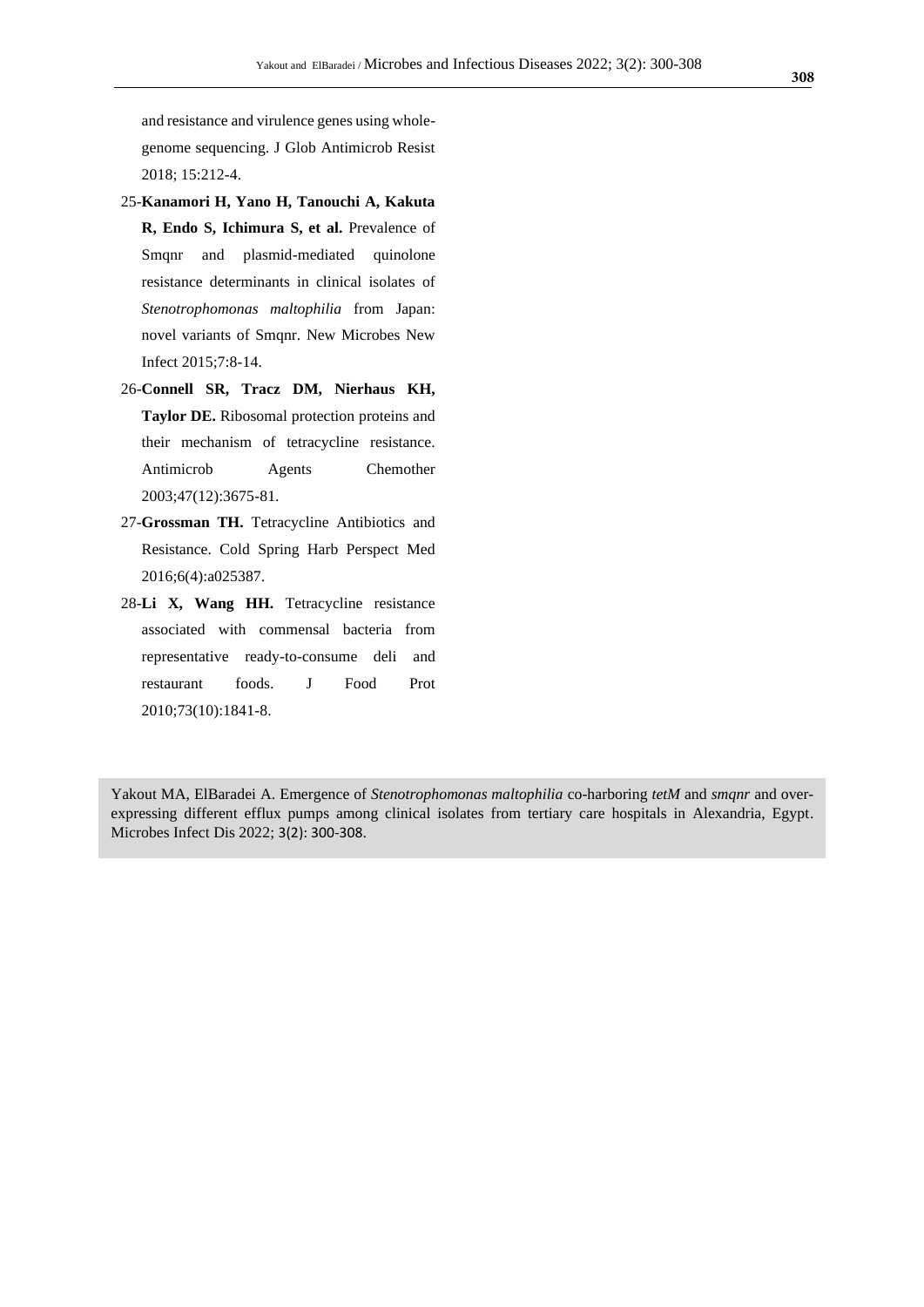and resistance and virulence genes using whole-genome sequencing. J Glob Antimicrob Resist 2018; 15:212-4.

25-**Kanamori H, Yano H, Tanouchi A, Kakuta R, Endo S, Ichimura S, et al.** Prevalence of Smqnr and plasmid-mediated quinolone resistance determinants in clinical isolates of *Stenotrophomonas maltophilia* from Japan: novel variants of Smqnr. New Microbes New Infect 2015;7:8-14.

26-**Connell SR, Tracz DM, Nierhaus KH, Taylor DE.** Ribosomal protection proteins and their mechanism of tetracycline resistance. Antimicrob Agents Chemother 2003;47(12):3675-81.

27-**Grossman TH.** Tetracycline Antibiotics and Resistance. Cold Spring Harb Perspect Med 2016;6(4):a025387.

28-**Li X, Wang HH.** Tetracycline resistance associated with commensal bacteria from representative ready-to-consume deli and restaurant foods. J Food Prot 2010;73(10):1841-8.

Yakout MA, ElBaradei A. Emergence of *Stenotrophomonas maltophilia* co-harboring *tetM* and *smqnr* and over-expressing different efflux pumps among clinical isolates from tertiary care hospitals in Alexandria, Egypt. Microbes Infect Dis 2022; 3(2): 300-308.